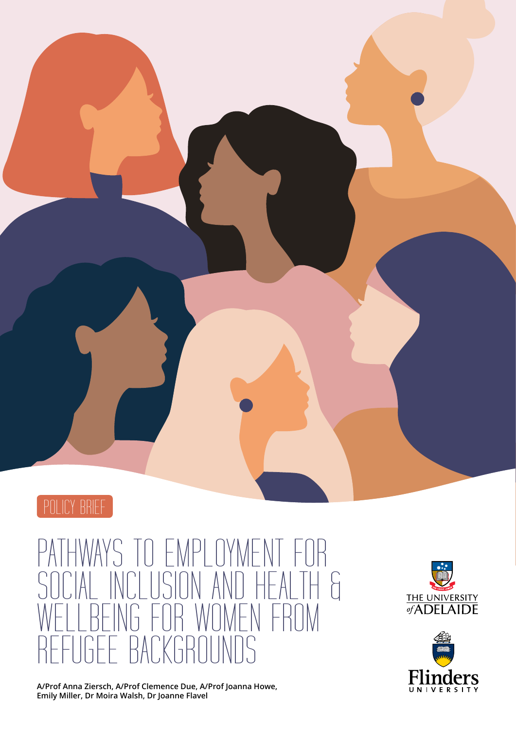POLICY BRIEF

# PATHWAYS TO EMPLOYMENT FOR SOCIAL INCLUSION AND HEALTH & WELLBEING FOR WOMEN FROM REFUGEE BACKGROUNDS

**A/Prof Anna Ziersch, A/Prof Clemence Due, A/Prof Joanna Howe, Emily Miller, Dr Moira Walsh, Dr Joanne Flavel**

THE UNIVERSITY of ADELAIDE

Flinders UNIVERSITY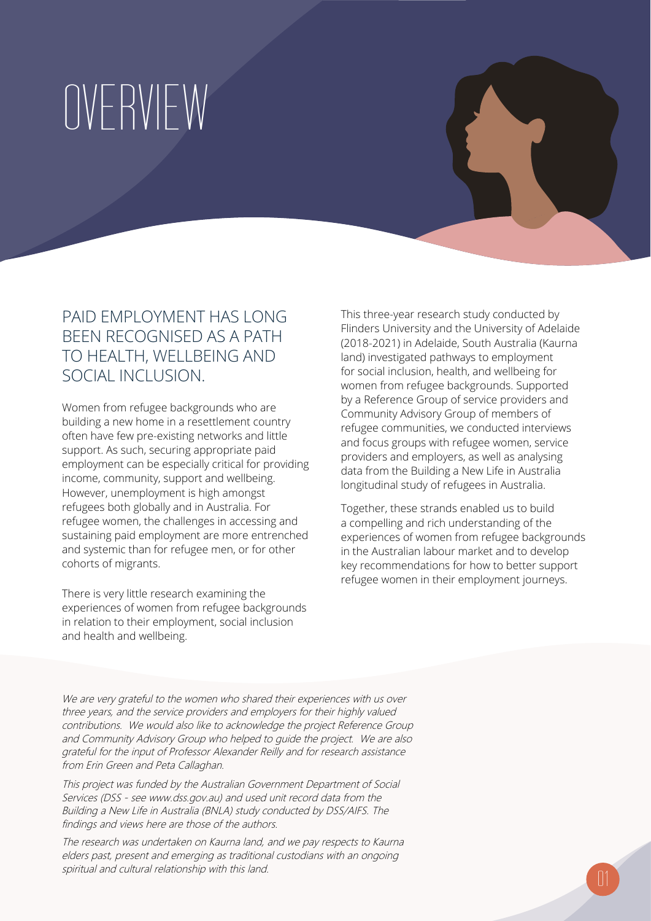# OVERVIEW

## PAID EMPLOYMENT HAS LONG BEEN RECOGNISED AS A PATH TO HEALTH, WELLBEING AND SOCIAL INCLUSION.

Women from refugee backgrounds who are building a new home in a resettlement country often have few pre-existing networks and little support. As such, securing appropriate paid employment can be especially critical for providing income, community, support and wellbeing. However, unemployment is high amongst refugees both globally and in Australia. For refugee women, the challenges in accessing and sustaining paid employment are more entrenched and systemic than for refugee men, or for other cohorts of migrants.

There is very little research examining the experiences of women from refugee backgrounds in relation to their employment, social inclusion and health and wellbeing.

This three-year research study conducted by Flinders University and the University of Adelaide (2018-2021) in Adelaide, South Australia (Kaurna land) investigated pathways to employment for social inclusion, health, and wellbeing for women from refugee backgrounds. Supported by a Reference Group of service providers and Community Advisory Group of members of refugee communities, we conducted interviews and focus groups with refugee women, service providers and employers, as well as analysing data from the Building a New Life in Australia longitudinal study of refugees in Australia.

Together, these strands enabled us to build a compelling and rich understanding of the experiences of women from refugee backgrounds in the Australian labour market and to develop key recommendations for how to better support refugee women in their employment journeys.

*We are very grateful to the women who shared their experiences with us over three years, and the service providers and employers for their highly valued contributions. We would also like to acknowledge the project Reference Group and Community Advisory Group who helped to guide the project. We are also grateful for the input of Professor Alexander Reilly and for research assistance from Erin Green and Peta Callaghan.*

*This project was funded by the Australian Government Department of Social Services (DSS - see www.dss.gov.au) and used unit record data from the Building a New Life in Australia (BNLA) study conducted by DSS/AIFS. The findings and views here are those of the authors.*

*The research was undertaken on Kaurna land, and we pay respects to Kaurna elders past, present and emerging as traditional custodians with an ongoing spiritual and cultural relationship with this land.*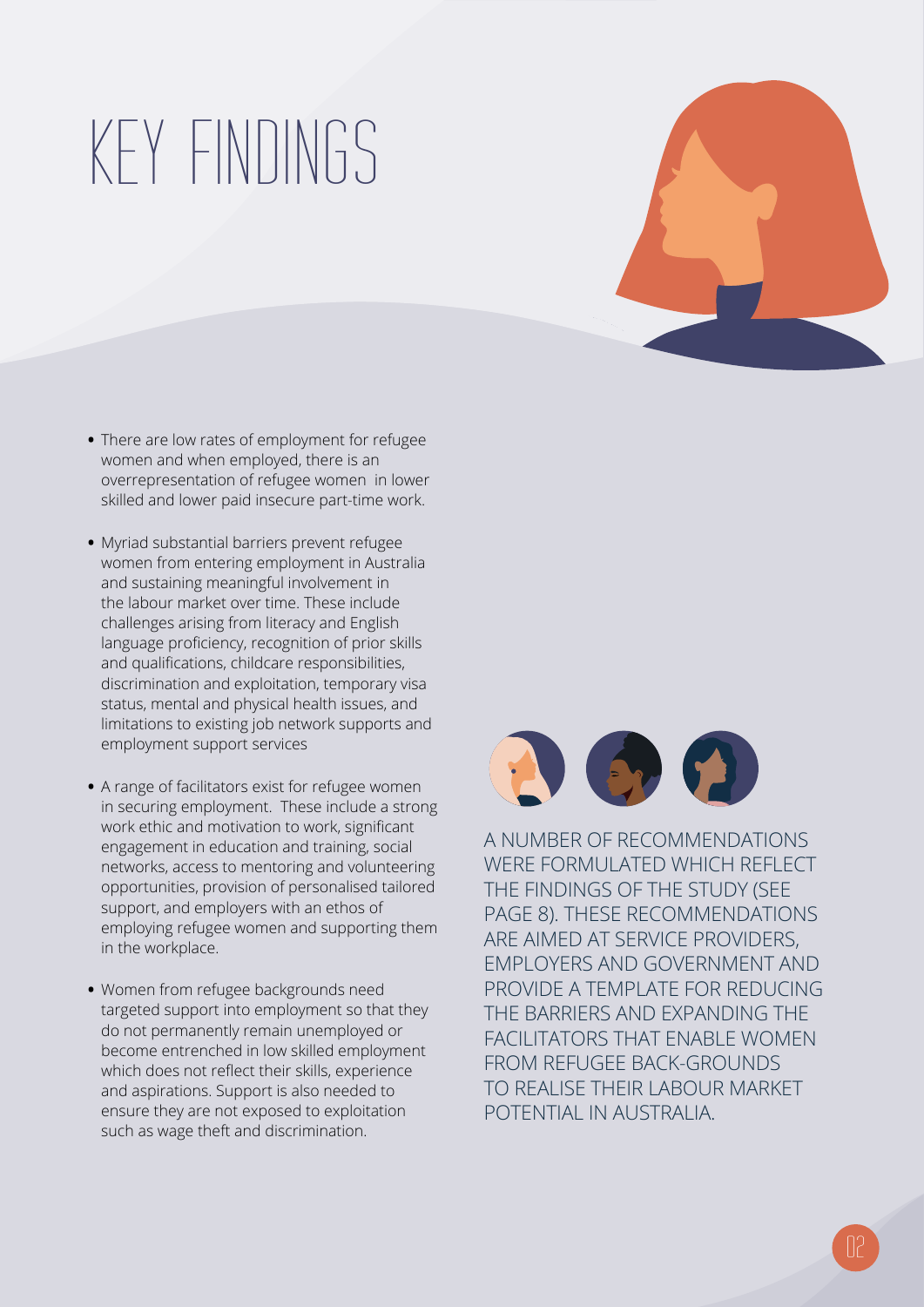# KEY FINDINGS

- There are low rates of employment for refugee women and when employed, there is an overrepresentation of refugee women in lower skilled and lower paid insecure part-time work.
- Myriad substantial barriers prevent refugee women from entering employment in Australia and sustaining meaningful involvement in the labour market over time. These include challenges arising from literacy and English language proficiency, recognition of prior skills and qualifications, childcare responsibilities, discrimination and exploitation, temporary visa status, mental and physical health issues, and limitations to existing job network supports and employment support services
- A range of facilitators exist for refugee women in securing employment. These include a strong work ethic and motivation to work, significant engagement in education and training, social networks, access to mentoring and volunteering opportunities, provision of personalised tailored support, and employers with an ethos of employing refugee women and supporting them in the workplace.
- Women from refugee backgrounds need targeted support into employment so that they do not permanently remain unemployed or become entrenched in low skilled employment which does not reflect their skills, experience and aspirations. Support is also needed to ensure they are not exposed to exploitation such as wage theft and discrimination.

A NUMBER OF RECOMMENDATIONS WERE FORMULATED WHICH REFLECT THE FINDINGS OF THE STUDY (SEE PAGE 8). THESE RECOMMENDATIONS ARE AIMED AT SERVICE PROVIDERS, EMPLOYERS AND GOVERNMENT AND PROVIDE A TEMPLATE FOR REDUCING THE BARRIERS AND EXPANDING THE FACILITATORS THAT ENABLE WOMEN FROM REFUGEE BACK-GROUNDS TO REALISE THEIR LABOUR MARKET POTENTIAL IN AUSTRALIA.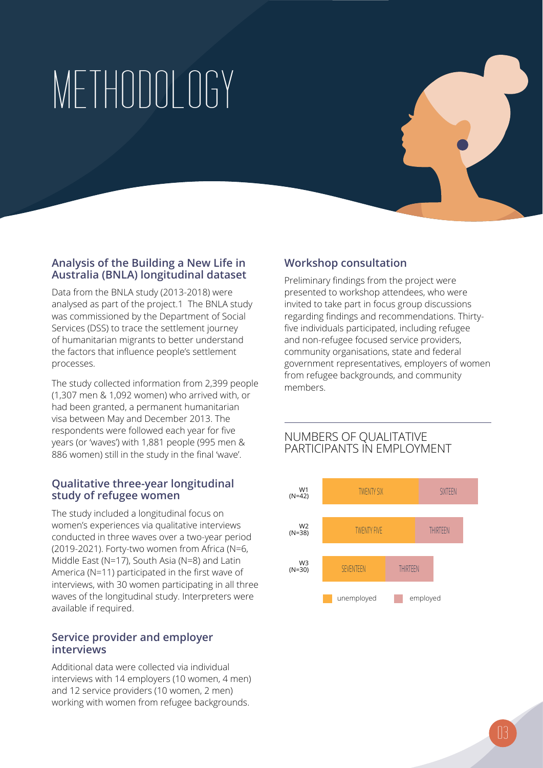# METHODOLOGY

## Analysis of the Building a New Life in Australia (BNLA) longitudinal dataset

Data from the BNLA study (2013-2018) were analysed as part of the project.1 The BNLA study was commissioned by the Department of Social Services (DSS) to trace the settlement journey of humanitarian migrants to better understand the factors that influence people's settlement processes.

The study collected information from 2,399 people (1,307 men & 1,092 women) who arrived with, or had been granted, a permanent humanitarian visa between May and December 2013. The respondents were followed each year for five years (or 'waves') with 1,881 people (995 men & 886 women) still in the study in the final 'wave'.

## Qualitative three-year longitudinal study of refugee women

The study included a longitudinal focus on women's experiences via qualitative interviews conducted in three waves over a two-year period (2019-2021). Forty-two women from Africa (N=6, Middle East (N=17), South Asia (N=8) and Latin America (N=11) participated in the first wave of interviews, with 30 women participating in all three waves of the longitudinal study. Interpreters were available if required.

## Service provider and employer interviews

Additional data were collected via individual interviews with 14 employers (10 women, 4 men) and 12 service providers (10 women, 2 men) working with women from refugee backgrounds.

## Workshop consultation

Preliminary findings from the project were presented to workshop attendees, who were invited to take part in focus group discussions regarding findings and recommendations. Thirty-five individuals participated, including refugee and non-refugee focused service providers, community organisations, state and federal government representatives, employers of women from refugee backgrounds, and community members.

## NUMBERS OF QUALITATIVE PARTICIPANTS IN EMPLOYMENT

| Wave | unemployed | employed |
|---|---|---|
| W1 (N=42) | TWENTY SIX | SIXTEEN |
| W2 (N=38) | TWENTY FIVE | THIRTEEN |
| W3 (N=30) | SEVENTEEN | THIRTEEN |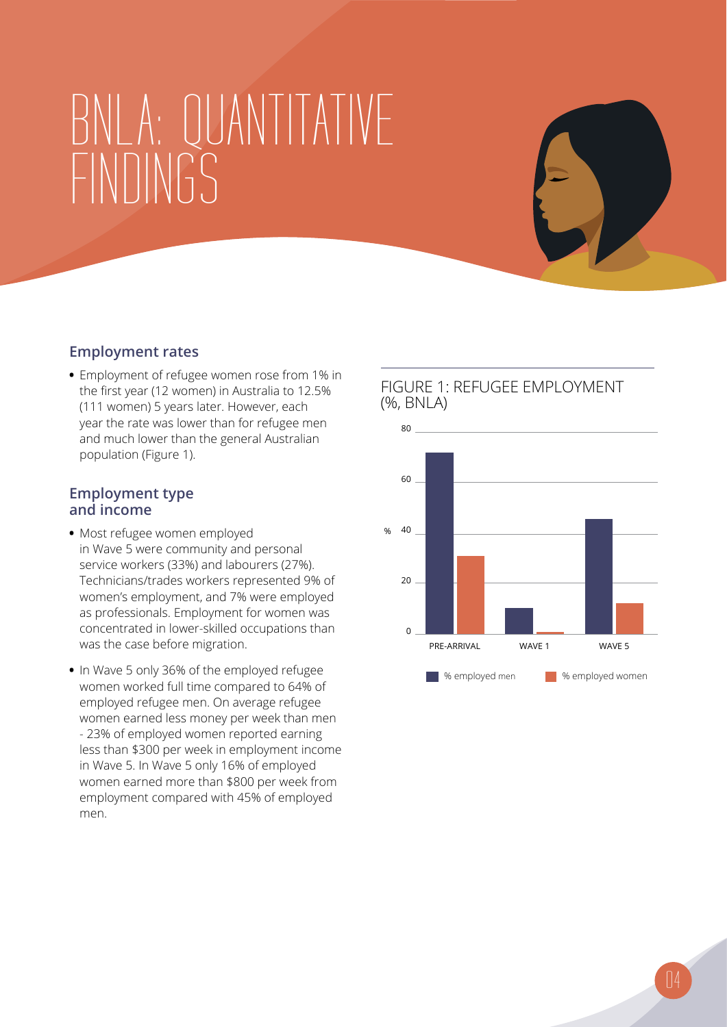# BNLA: QUANTITATIVE FINDINGS

## Employment rates

- Employment of refugee women rose from 1% in the first year (12 women) in Australia to 12.5% (111 women) 5 years later. However, each year the rate was lower than for refugee men and much lower than the general Australian population (Figure 1).

## Employment type and income

- Most refugee women employed in Wave 5 were community and personal service workers (33%) and labourers (27%). Technicians/trades workers represented 9% of women's employment, and 7% were employed as professionals. Employment for women was concentrated in lower-skilled occupations than was the case before migration.
- In Wave 5 only 36% of the employed refugee women worked full time compared to 64% of employed refugee men. On average refugee women earned less money per week than men - 23% of employed women reported earning less than $300 per week in employment income in Wave 5. In Wave 5 only 16% of employed women earned more than $800 per week from employment compared with 45% of employed men.

FIGURE 1: REFUGEE EMPLOYMENT (%, BNLA)

% employed men | % employed women

PRE-ARRIVAL | WAVE 1 | WAVE 5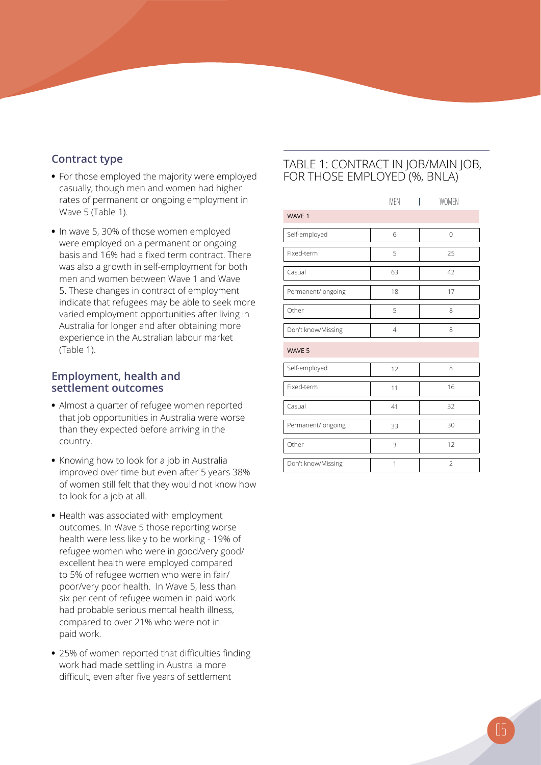## Contract type

- For those employed the majority were employed casually, though men and women had higher rates of permanent or ongoing employment in Wave 5 (Table 1).
- In wave 5, 30% of those women employed were employed on a permanent or ongoing basis and 16% had a fixed term contract. There was also a growth in self-employment for both men and women between Wave 1 and Wave 5. These changes in contract of employment indicate that refugees may be able to seek more varied employment opportunities after living in Australia for longer and after obtaining more experience in the Australian labour market (Table 1).

## Employment, health and settlement outcomes

- Almost a quarter of refugee women reported that job opportunities in Australia were worse than they expected before arriving in the country.
- Knowing how to look for a job in Australia improved over time but even after 5 years 38% of women still felt that they would not know how to look for a job at all.
- Health was associated with employment outcomes. In Wave 5 those reporting worse health were less likely to be working - 19% of refugee women who were in good/very good/excellent health were employed compared to 5% of refugee women who were in fair/poor/very poor health. In Wave 5, less than six per cent of refugee women in paid work had probable serious mental health illness, compared to over 21% who were not in paid work.
- 25% of women reported that difficulties finding work had made settling in Australia more difficult, even after five years of settlement

TABLE 1: CONTRACT IN JOB/MAIN JOB, FOR THOSE EMPLOYED (%, BNLA)

| | MEN | WOMEN |
|---|---|---|
| **WAVE 1** | | |
| Self-employed | 6 | 0 |
| Fixed-term | 5 | 25 |
| Casual | 63 | 42 |
| Permanent/ ongoing | 18 | 17 |
| Other | 5 | 8 |
| Don't know/Missing | 4 | 8 |
| **WAVE 5** | | |
| Self-employed | 12 | 8 |
| Fixed-term | 11 | 16 |
| Casual | 41 | 32 |
| Permanent/ ongoing | 33 | 30 |
| Other | 3 | 12 |
| Don't know/Missing | 1 | 2 |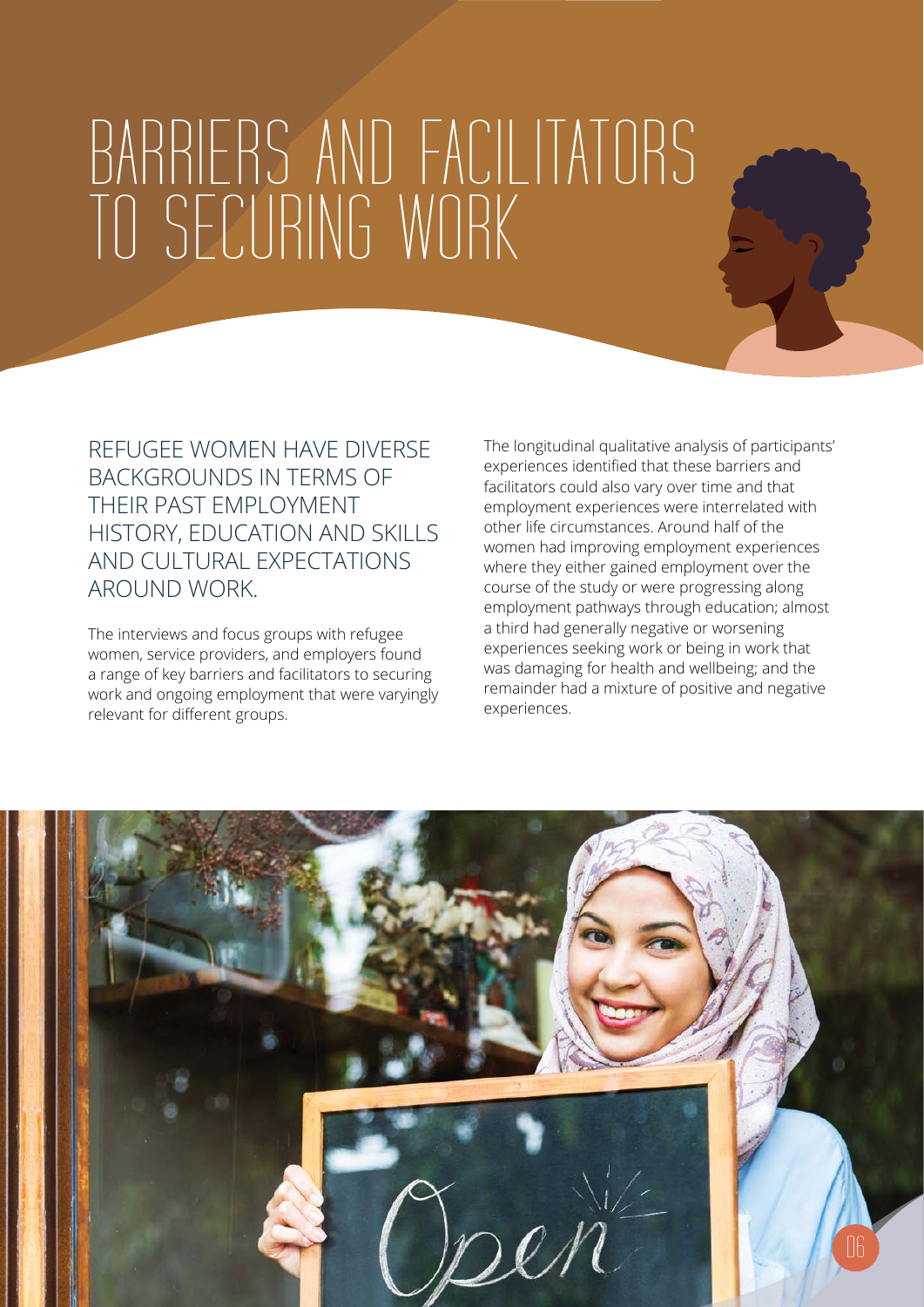# BARRIERS AND FACILITATORS TO SECURING WORK

REFUGEE WOMEN HAVE DIVERSE BACKGROUNDS IN TERMS OF THEIR PAST EMPLOYMENT HISTORY, EDUCATION AND SKILLS AND CULTURAL EXPECTATIONS AROUND WORK.

The interviews and focus groups with refugee women, service providers, and employers found a range of key barriers and facilitators to securing work and ongoing employment that were varyingly relevant for different groups.

The longitudinal qualitative analysis of participants' experiences identified that these barriers and facilitators could also vary over time and that employment experiences were interrelated with other life circumstances. Around half of the women had improving employment experiences where they either gained employment over the course of the study or were progressing along employment pathways through education; almost a third had generally negative or worsening experiences seeking work or being in work that was damaging for health and wellbeing; and the remainder had a mixture of positive and negative experiences.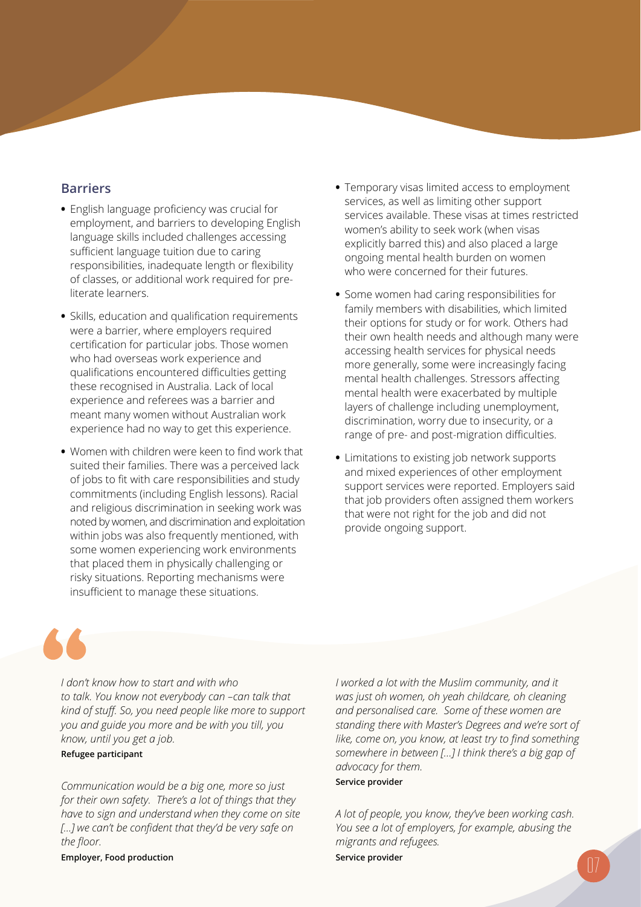## Barriers

- English language proficiency was crucial for employment, and barriers to developing English language skills included challenges accessing sufficient language tuition due to caring responsibilities, inadequate length or flexibility of classes, or additional work required for pre-literate learners.
- Skills, education and qualification requirements were a barrier, where employers required certification for particular jobs. Those women who had overseas work experience and qualifications encountered difficulties getting these recognised in Australia. Lack of local experience and referees was a barrier and meant many women without Australian work experience had no way to get this experience.
- Women with children were keen to find work that suited their families. There was a perceived lack of jobs to fit with care responsibilities and study commitments (including English lessons). Racial and religious discrimination in seeking work was noted by women, and discrimination and exploitation within jobs was also frequently mentioned, with some women experiencing work environments that placed them in physically challenging or risky situations. Reporting mechanisms were insufficient to manage these situations.
- Temporary visas limited access to employment services, as well as limiting other support services available. These visas at times restricted women's ability to seek work (when visas explicitly barred this) and also placed a large ongoing mental health burden on women who were concerned for their futures.
- Some women had caring responsibilities for family members with disabilities, which limited their options for study or for work. Others had their own health needs and although many were accessing health services for physical needs more generally, some were increasingly facing mental health challenges. Stressors affecting mental health were exacerbated by multiple layers of challenge including unemployment, discrimination, worry due to insecurity, or a range of pre- and post-migration difficulties.
- Limitations to existing job network supports and mixed experiences of other employment support services were reported. Employers said that job providers often assigned them workers that were not right for the job and did not provide ongoing support.

> *I don't know how to start and with who to talk. You know not everybody can –can talk that kind of stuff. So, you need people like more to support you and guide you more and be with you till, you know, until you get a job.*
>
> **Refugee participant**

> *Communication would be a big one, more so just for their own safety. There's a lot of things that they have to sign and understand when they come on site [...] we can't be confident that they'd be very safe on the floor.*
>
> **Employer, Food production**

> *I worked a lot with the Muslim community, and it was just oh women, oh yeah childcare, oh cleaning and personalised care. Some of these women are standing there with Master's Degrees and we're sort of like, come on, you know, at least try to find something somewhere in between [...] I think there's a big gap of advocacy for them.*
>
> **Service provider**

> *A lot of people, you know, they've been working cash. You see a lot of employers, for example, abusing the migrants and refugees.*
>
> **Service provider**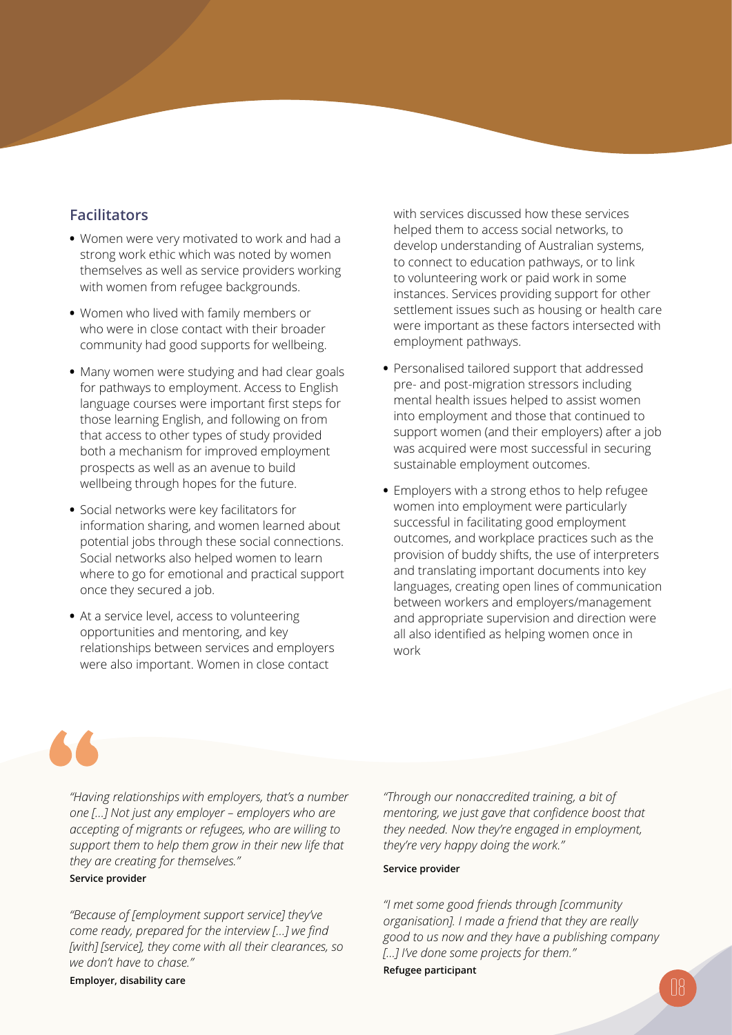## Facilitators

- Women were very motivated to work and had a strong work ethic which was noted by women themselves as well as service providers working with women from refugee backgrounds.
- Women who lived with family members or who were in close contact with their broader community had good supports for wellbeing.
- Many women were studying and had clear goals for pathways to employment. Access to English language courses were important first steps for those learning English, and following on from that access to other types of study provided both a mechanism for improved employment prospects as well as an avenue to build wellbeing through hopes for the future.
- Social networks were key facilitators for information sharing, and women learned about potential jobs through these social connections. Social networks also helped women to learn where to go for emotional and practical support once they secured a job.
- At a service level, access to volunteering opportunities and mentoring, and key relationships between services and employers were also important. Women in close contact with services discussed how these services helped them to access social networks, to develop understanding of Australian systems, to connect to education pathways, or to link to volunteering work or paid work in some instances. Services providing support for other settlement issues such as housing or health care were important as these factors intersected with employment pathways.
- Personalised tailored support that addressed pre- and post-migration stressors including mental health issues helped to assist women into employment and those that continued to support women (and their employers) after a job was acquired were most successful in securing sustainable employment outcomes.
- Employers with a strong ethos to help refugee women into employment were particularly successful in facilitating good employment outcomes, and workplace practices such as the provision of buddy shifts, the use of interpreters and translating important documents into key languages, creating open lines of communication between workers and employers/management and appropriate supervision and direction were all also identified as helping women once in work

*"Having relationships with employers, that's a number one [...] Not just any employer – employers who are accepting of migrants or refugees, who are willing to support them to help them grow in their new life that they are creating for themselves."*
**Service provider**

*"Because of [employment support service] they've come ready, prepared for the interview [...] we find [with] [service], they come with all their clearances, so we don't have to chase."*
**Employer, disability care**

*"Through our nonaccredited training, a bit of mentoring, we just gave that confidence boost that they needed. Now they're engaged in employment, they're very happy doing the work."*
**Service provider**

*"I met some good friends through [community organisation]. I made a friend that they are really good to us now and they have a publishing company [...] I've done some projects for them."*
**Refugee participant**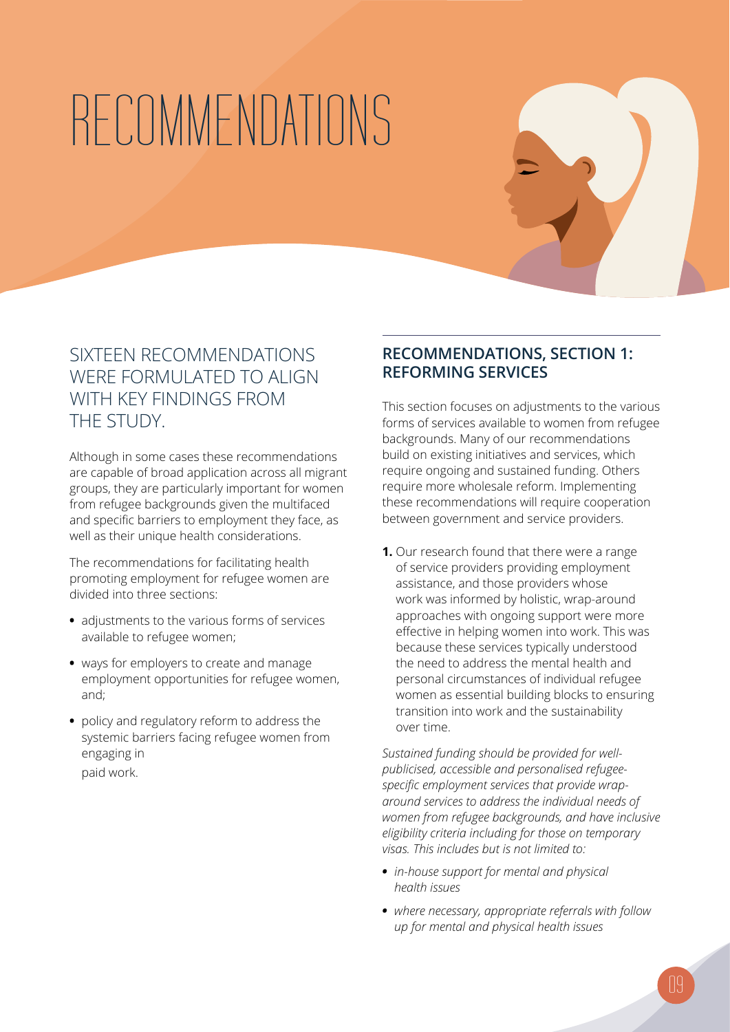# RECOMMENDATIONS

## SIXTEEN RECOMMENDATIONS WERE FORMULATED TO ALIGN WITH KEY FINDINGS FROM THE STUDY.

Although in some cases these recommendations are capable of broad application across all migrant groups, they are particularly important for women from refugee backgrounds given the multifaced and specific barriers to employment they face, as well as their unique health considerations.

The recommendations for facilitating health promoting employment for refugee women are divided into three sections:

- adjustments to the various forms of services available to refugee women;
- ways for employers to create and manage employment opportunities for refugee women, and;
- policy and regulatory reform to address the systemic barriers facing refugee women from engaging in paid work.

### RECOMMENDATIONS, SECTION 1: REFORMING SERVICES

This section focuses on adjustments to the various forms of services available to women from refugee backgrounds. Many of our recommendations build on existing initiatives and services, which require ongoing and sustained funding. Others require more wholesale reform. Implementing these recommendations will require cooperation between government and service providers.

**1.** Our research found that there were a range of service providers providing employment assistance, and those providers whose work was informed by holistic, wrap-around approaches with ongoing support were more effective in helping women into work. This was because these services typically understood the need to address the mental health and personal circumstances of individual refugee women as essential building blocks to ensuring transition into work and the sustainability over time.

*Sustained funding should be provided for well-publicised, accessible and personalised refugee-specific employment services that provide wrap-around services to address the individual needs of women from refugee backgrounds, and have inclusive eligibility criteria including for those on temporary visas. This includes but is not limited to:*

- *in-house support for mental and physical health issues*
- *where necessary, appropriate referrals with follow up for mental and physical health issues*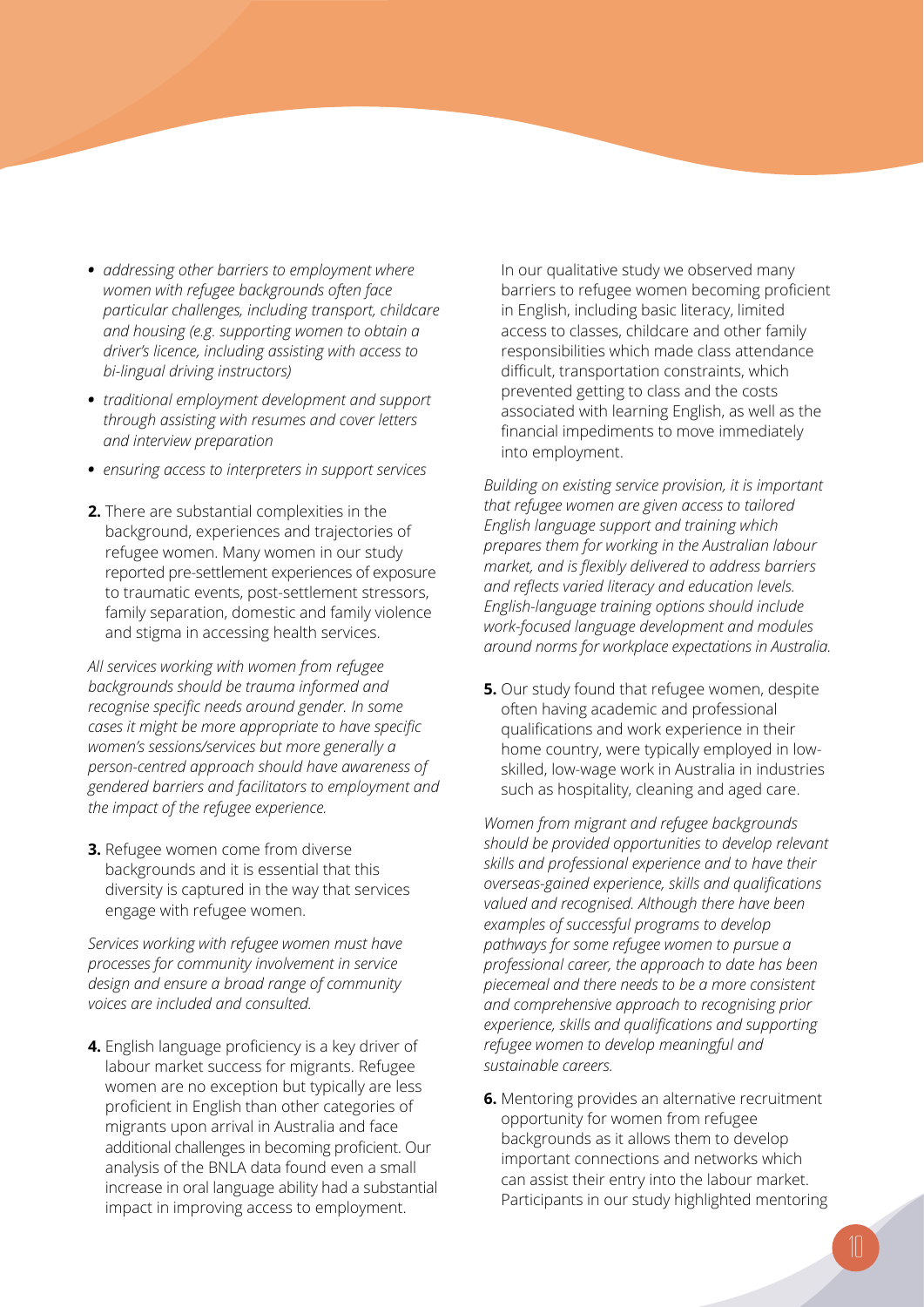- *addressing other barriers to employment where women with refugee backgrounds often face particular challenges, including transport, childcare and housing (e.g. supporting women to obtain a driver's licence, including assisting with access to bi-lingual driving instructors)*
- *traditional employment development and support through assisting with resumes and cover letters and interview preparation*
- *ensuring access to interpreters in support services*

**2.** There are substantial complexities in the background, experiences and trajectories of refugee women. Many women in our study reported pre-settlement experiences of exposure to traumatic events, post-settlement stressors, family separation, domestic and family violence and stigma in accessing health services.

*All services working with women from refugee backgrounds should be trauma informed and recognise specific needs around gender. In some cases it might be more appropriate to have specific women's sessions/services but more generally a person-centred approach should have awareness of gendered barriers and facilitators to employment and the impact of the refugee experience.*

**3.** Refugee women come from diverse backgrounds and it is essential that this diversity is captured in the way that services engage with refugee women.

*Services working with refugee women must have processes for community involvement in service design and ensure a broad range of community voices are included and consulted.*

**4.** English language proficiency is a key driver of labour market success for migrants. Refugee women are no exception but typically are less proficient in English than other categories of migrants upon arrival in Australia and face additional challenges in becoming proficient. Our analysis of the BNLA data found even a small increase in oral language ability had a substantial impact in improving access to employment.

In our qualitative study we observed many barriers to refugee women becoming proficient in English, including basic literacy, limited access to classes, childcare and other family responsibilities which made class attendance difficult, transportation constraints, which prevented getting to class and the costs associated with learning English, as well as the financial impediments to move immediately into employment.

*Building on existing service provision, it is important that refugee women are given access to tailored English language support and training which prepares them for working in the Australian labour market, and is flexibly delivered to address barriers and reflects varied literacy and education levels. English-language training options should include work-focused language development and modules around norms for workplace expectations in Australia.*

**5.** Our study found that refugee women, despite often having academic and professional qualifications and work experience in their home country, were typically employed in low-skilled, low-wage work in Australia in industries such as hospitality, cleaning and aged care.

*Women from migrant and refugee backgrounds should be provided opportunities to develop relevant skills and professional experience and to have their overseas-gained experience, skills and qualifications valued and recognised. Although there have been examples of successful programs to develop pathways for some refugee women to pursue a professional career, the approach to date has been piecemeal and there needs to be a more consistent and comprehensive approach to recognising prior experience, skills and qualifications and supporting refugee women to develop meaningful and sustainable careers.*

**6.** Mentoring provides an alternative recruitment opportunity for women from refugee backgrounds as it allows them to develop important connections and networks which can assist their entry into the labour market. Participants in our study highlighted mentoring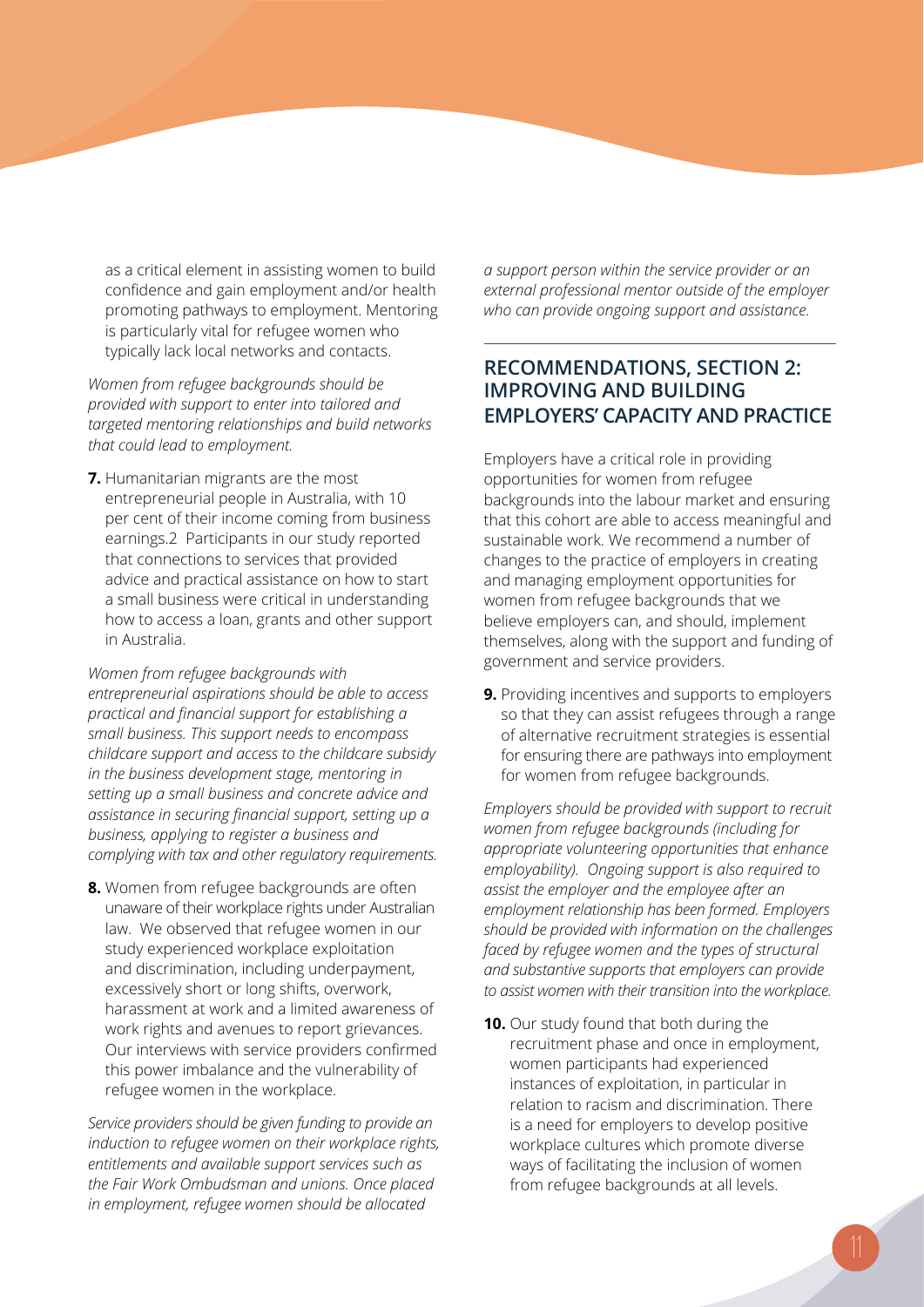as a critical element in assisting women to build confidence and gain employment and/or health promoting pathways to employment. Mentoring is particularly vital for refugee women who typically lack local networks and contacts.

*Women from refugee backgrounds should be provided with support to enter into tailored and targeted mentoring relationships and build networks that could lead to employment.*

**7.** Humanitarian migrants are the most entrepreneurial people in Australia, with 10 per cent of their income coming from business earnings.[2] Participants in our study reported that connections to services that provided advice and practical assistance on how to start a small business were critical in understanding how to access a loan, grants and other support in Australia.

*Women from refugee backgrounds with entrepreneurial aspirations should be able to access practical and financial support for establishing a small business. This support needs to encompass childcare support and access to the childcare subsidy in the business development stage, mentoring in setting up a small business and concrete advice and assistance in securing financial support, setting up a business, applying to register a business and complying with tax and other regulatory requirements.*

**8.** Women from refugee backgrounds are often unaware of their workplace rights under Australian law. We observed that refugee women in our study experienced workplace exploitation and discrimination, including underpayment, excessively short or long shifts, overwork, harassment at work and a limited awareness of work rights and avenues to report grievances. Our interviews with service providers confirmed this power imbalance and the vulnerability of refugee women in the workplace.

*Service providers should be given funding to provide an induction to refugee women on their workplace rights, entitlements and available support services such as the Fair Work Ombudsman and unions. Once placed in employment, refugee women should be allocated a support person within the service provider or an external professional mentor outside of the employer who can provide ongoing support and assistance.*

## RECOMMENDATIONS, SECTION 2: IMPROVING AND BUILDING EMPLOYERS' CAPACITY AND PRACTICE

Employers have a critical role in providing opportunities for women from refugee backgrounds into the labour market and ensuring that this cohort are able to access meaningful and sustainable work. We recommend a number of changes to the practice of employers in creating and managing employment opportunities for women from refugee backgrounds that we believe employers can, and should, implement themselves, along with the support and funding of government and service providers.

**9.** Providing incentives and supports to employers so that they can assist refugees through a range of alternative recruitment strategies is essential for ensuring there are pathways into employment for women from refugee backgrounds.

*Employers should be provided with support to recruit women from refugee backgrounds (including for appropriate volunteering opportunities that enhance employability). Ongoing support is also required to assist the employer and the employee after an employment relationship has been formed. Employers should be provided with information on the challenges faced by refugee women and the types of structural and substantive supports that employers can provide to assist women with their transition into the workplace.*

**10.** Our study found that both during the recruitment phase and once in employment, women participants had experienced instances of exploitation, in particular in relation to racism and discrimination. There is a need for employers to develop positive workplace cultures which promote diverse ways of facilitating the inclusion of women from refugee backgrounds at all levels.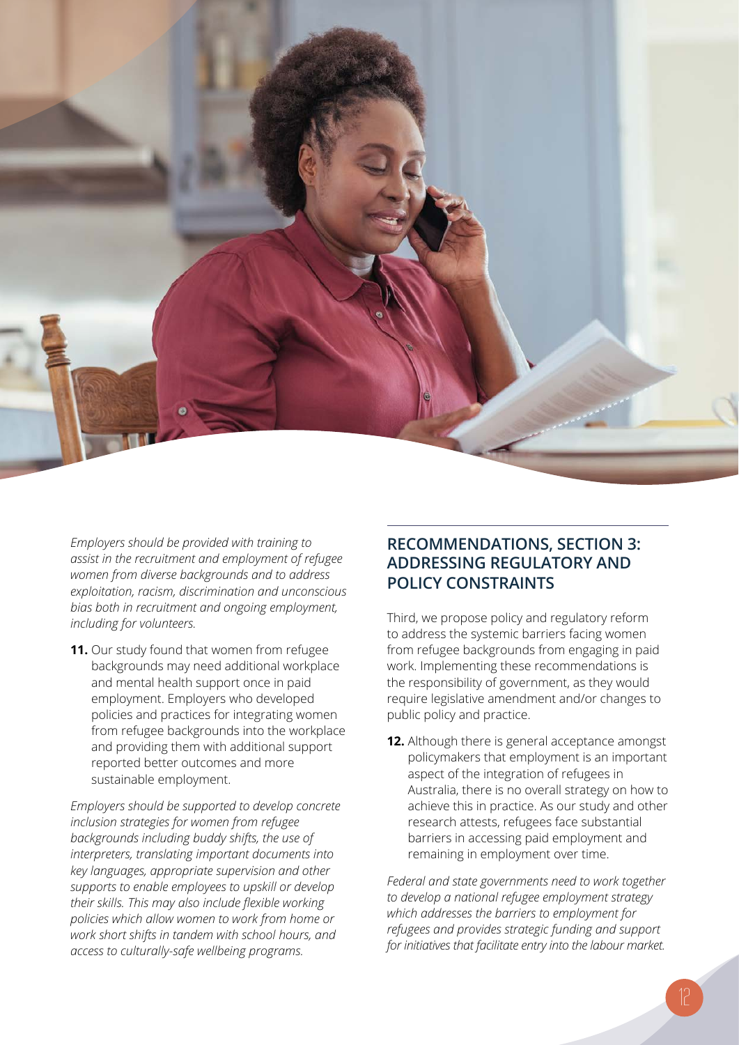*Employers should be provided with training to assist in the recruitment and employment of refugee women from diverse backgrounds and to address exploitation, racism, discrimination and unconscious bias both in recruitment and ongoing employment, including for volunteers.*

**11.** Our study found that women from refugee backgrounds may need additional workplace and mental health support once in paid employment. Employers who developed policies and practices for integrating women from refugee backgrounds into the workplace and providing them with additional support reported better outcomes and more sustainable employment.

*Employers should be supported to develop concrete inclusion strategies for women from refugee backgrounds including buddy shifts, the use of interpreters, translating important documents into key languages, appropriate supervision and other supports to enable employees to upskill or develop their skills. This may also include flexible working policies which allow women to work from home or work short shifts in tandem with school hours, and access to culturally-safe wellbeing programs.*

## RECOMMENDATIONS, SECTION 3: ADDRESSING REGULATORY AND POLICY CONSTRAINTS

Third, we propose policy and regulatory reform to address the systemic barriers facing women from refugee backgrounds from engaging in paid work. Implementing these recommendations is the responsibility of government, as they would require legislative amendment and/or changes to public policy and practice.

**12.** Although there is general acceptance amongst policymakers that employment is an important aspect of the integration of refugees in Australia, there is no overall strategy on how to achieve this in practice. As our study and other research attests, refugees face substantial barriers in accessing paid employment and remaining in employment over time.

*Federal and state governments need to work together to develop a national refugee employment strategy which addresses the barriers to employment for refugees and provides strategic funding and support for initiatives that facilitate entry into the labour market.*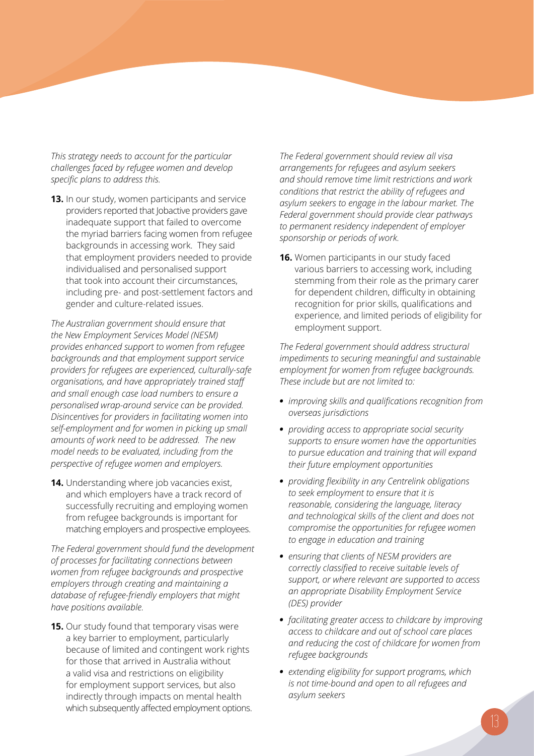*This strategy needs to account for the particular challenges faced by refugee women and develop specific plans to address this.*

**13.** In our study, women participants and service providers reported that Jobactive providers gave inadequate support that failed to overcome the myriad barriers facing women from refugee backgrounds in accessing work. They said that employment providers needed to provide individualised and personalised support that took into account their circumstances, including pre- and post-settlement factors and gender and culture-related issues.

*The Australian government should ensure that the New Employment Services Model (NESM) provides enhanced support to women from refugee backgrounds and that employment support service providers for refugees are experienced, culturally-safe organisations, and have appropriately trained staff and small enough case load numbers to ensure a personalised wrap-around service can be provided. Disincentives for providers in facilitating women into self-employment and for women in picking up small amounts of work need to be addressed. The new model needs to be evaluated, including from the perspective of refugee women and employers.*

**14.** Understanding where job vacancies exist, and which employers have a track record of successfully recruiting and employing women from refugee backgrounds is important for matching employers and prospective employees.

*The Federal government should fund the development of processes for facilitating connections between women from refugee backgrounds and prospective employers through creating and maintaining a database of refugee-friendly employers that might have positions available.*

**15.** Our study found that temporary visas were a key barrier to employment, particularly because of limited and contingent work rights for those that arrived in Australia without a valid visa and restrictions on eligibility for employment support services, but also indirectly through impacts on mental health which subsequently affected employment options.

*The Federal government should review all visa arrangements for refugees and asylum seekers and should remove time limit restrictions and work conditions that restrict the ability of refugees and asylum seekers to engage in the labour market. The Federal government should provide clear pathways to permanent residency independent of employer sponsorship or periods of work.*

**16.** Women participants in our study faced various barriers to accessing work, including stemming from their role as the primary carer for dependent children, difficulty in obtaining recognition for prior skills, qualifications and experience, and limited periods of eligibility for employment support.

*The Federal government should address structural impediments to securing meaningful and sustainable employment for women from refugee backgrounds. These include but are not limited to:*

- *improving skills and qualifications recognition from overseas jurisdictions*
- *providing access to appropriate social security supports to ensure women have the opportunities to pursue education and training that will expand their future employment opportunities*
- *providing flexibility in any Centrelink obligations to seek employment to ensure that it is reasonable, considering the language, literacy and technological skills of the client and does not compromise the opportunities for refugee women to engage in education and training*
- *ensuring that clients of NESM providers are correctly classified to receive suitable levels of support, or where relevant are supported to access an appropriate Disability Employment Service (DES) provider*
- *facilitating greater access to childcare by improving access to childcare and out of school care places and reducing the cost of childcare for women from refugee backgrounds*
- *extending eligibility for support programs, which is not time-bound and open to all refugees and asylum seekers*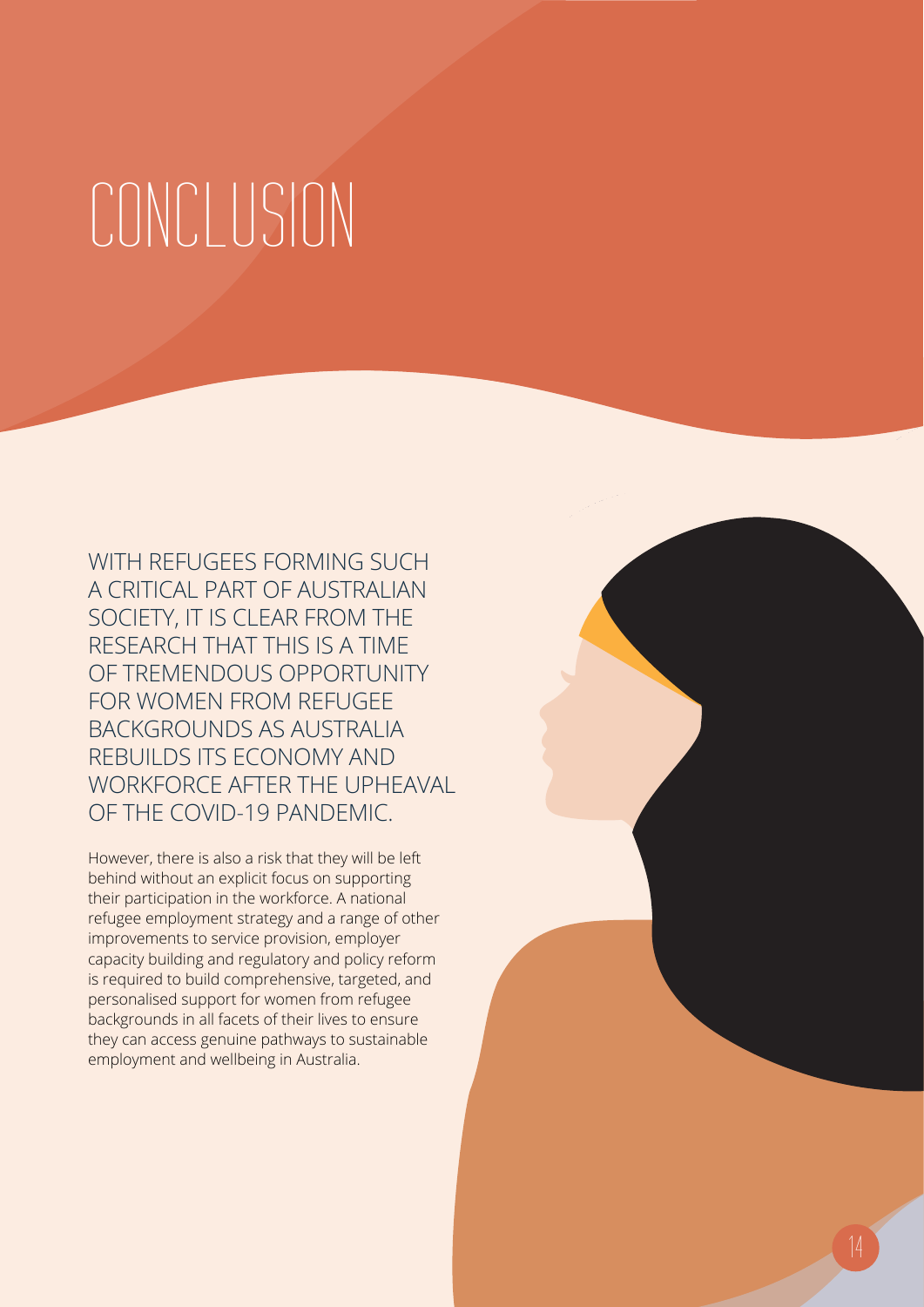# CONCLUSION

WITH REFUGEES FORMING SUCH A CRITICAL PART OF AUSTRALIAN SOCIETY, IT IS CLEAR FROM THE RESEARCH THAT THIS IS A TIME OF TREMENDOUS OPPORTUNITY FOR WOMEN FROM REFUGEE BACKGROUNDS AS AUSTRALIA REBUILDS ITS ECONOMY AND WORKFORCE AFTER THE UPHEAVAL OF THE COVID-19 PANDEMIC.

However, there is also a risk that they will be left behind without an explicit focus on supporting their participation in the workforce. A national refugee employment strategy and a range of other improvements to service provision, employer capacity building and regulatory and policy reform is required to build comprehensive, targeted, and personalised support for women from refugee backgrounds in all facets of their lives to ensure they can access genuine pathways to sustainable employment and wellbeing in Australia.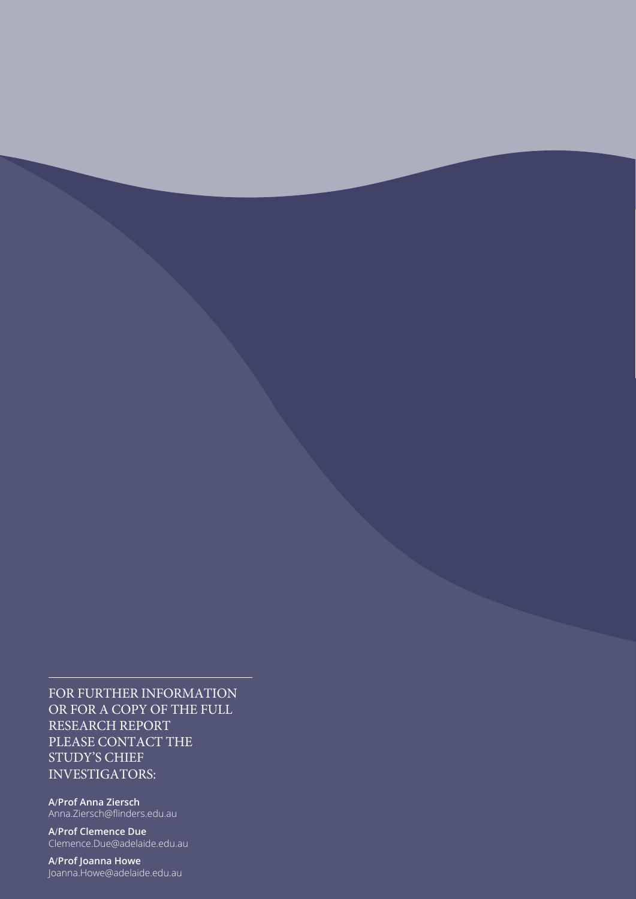FOR FURTHER INFORMATION OR FOR A COPY OF THE FULL RESEARCH REPORT PLEASE CONTACT THE STUDY'S CHIEF INVESTIGATORS:

**A/Prof Anna Ziersch**
Anna.Ziersch@flinders.edu.au

**A/Prof Clemence Due**
Clemence.Due@adelaide.edu.au

**A/Prof Joanna Howe**
Joanna.Howe@adelaide.edu.au